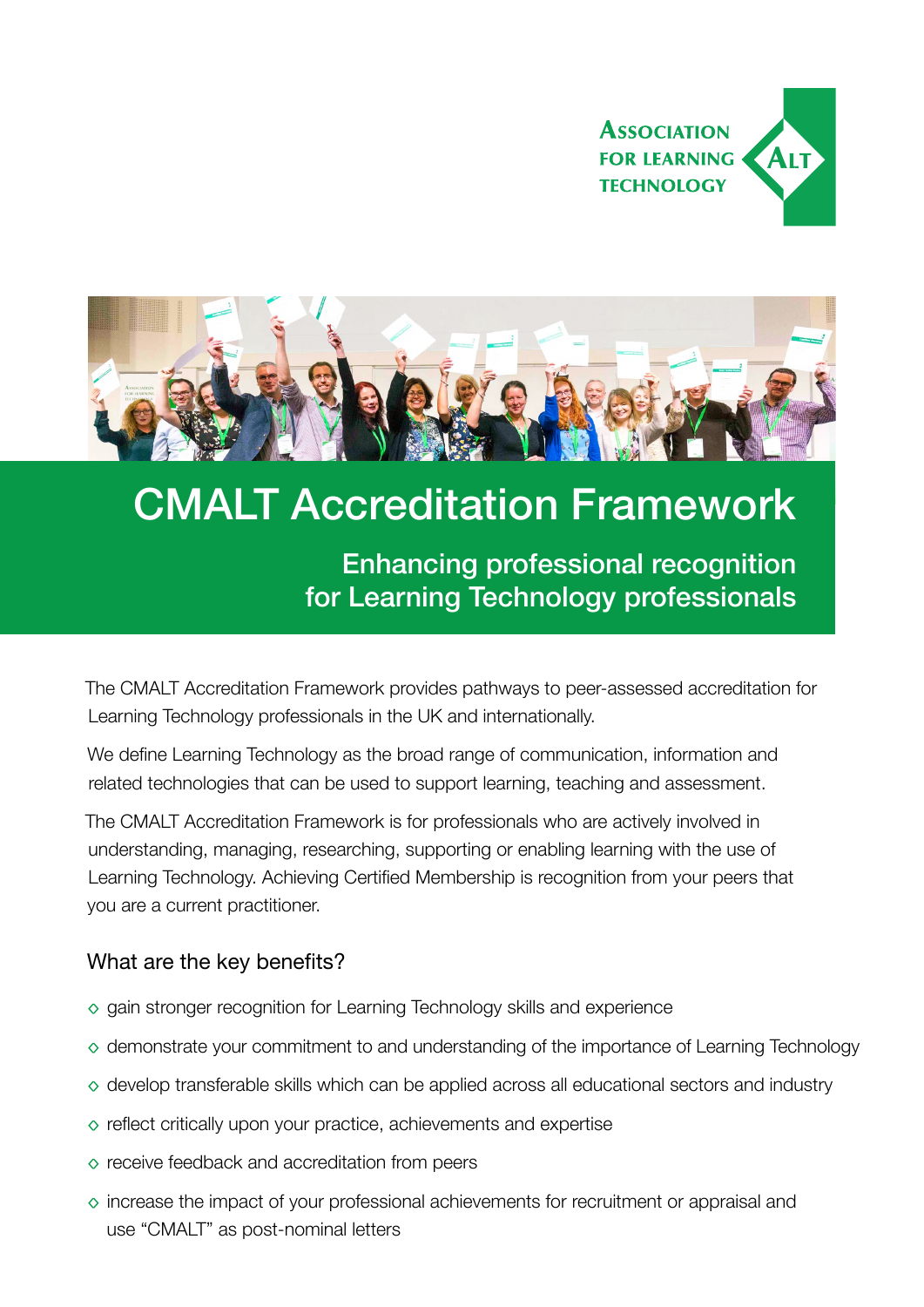Association for Learning Technology

# CMALT Accreditation Framework

## Enhancing professional recognition for Learning Technology professionals

The CMALT Accreditation Framework provides pathways to peer-assessed accreditation for Learning Technology professionals in the UK and internationally.

We define Learning Technology as the broad range of communication, information and related technologies that can be used to support learning, teaching and assessment.

The CMALT Accreditation Framework is for professionals who are actively involved in understanding, managing, researching, supporting or enabling learning with the use of Learning Technology. Achieving Certified Membership is recognition from your peers that you are a current practitioner.

### What are the key benefits?

- gain stronger recognition for Learning Technology skills and experience
- demonstrate your commitment to and understanding of the importance of Learning Technology
- develop transferable skills which can be applied across all educational sectors and industry
- reflect critically upon your practice, achievements and expertise
- receive feedback and accreditation from peers
- increase the impact of your professional achievements for recruitment or appraisal and use "CMALT" as post-nominal letters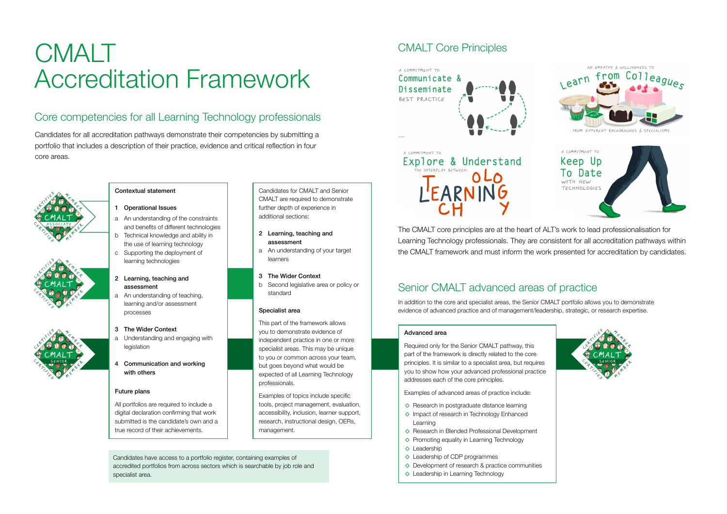# CMALT Accreditation Framework

## Core competencies for all Learning Technology professionals

Candidates for all accreditation pathways demonstrate their competencies by submitting a portfolio that includes a description of their practice, evidence and critical reflection in four core areas.

**Contextual statement**

1. **Operational Issues**
   - a. An understanding of the constraints and benefits of different technologies
   - b. Technical knowledge and ability in the use of learning technology
   - c. Supporting the deployment of learning technologies

2. **Learning, teaching and assessment**
   - a. An understanding of teaching, learning and/or assessment processes

3. **The Wider Context**
   - a. Understanding and engaging with legislation

4. **Communication and working with others**

**Future plans**

All portfolios are required to include a digital declaration confirming that work submitted is the candidate's own and a true record of their achievements.

Candidates for CMALT and Senior CMALT are required to demonstrate further depth of experience in additional sections:

2. **Learning, teaching and assessment**
   - a. An understanding of your target learners

3. **The Wider Context**
   - b. Second legislative area or policy or standard

**Specialist area**

This part of the framework allows you to demonstrate evidence of independent practice in one or more specialist areas. This may be unique to you or common across your team, but goes beyond what would be expected of all Learning Technology professionals.

Examples of topics include specific tools, project management, evaluation, accessibility, inclusion, learner support, research, instructional design, OERs, management.

Candidates have access to a portfolio register, containing examples of accredited portfolios from across sectors which is searchable by job role and specialist area.

## CMALT Core Principles

A commitment to Communicate & Disseminate best practice

An empathy & willingness to Learn from Colleagues from different backgrounds & specialisms

A commitment to Explore & Understand the interplay between Learning Technology

A commitment to Keep Up To Date with new technologies

The CMALT core principles are at the heart of ALT's work to lead professionalisation for Learning Technology professionals. They are consistent for all accreditation pathways within the CMALT framework and must inform the work presented for accreditation by candidates.

## Senior CMALT advanced areas of practice

In addition to the core and specialist areas, the Senior CMALT portfolio allows you to demonstrate evidence of advanced practice and of management/leadership, strategic, or research expertise.

**Advanced area**

Required only for the Senior CMALT pathway, this part of the framework is directly related to the core principles. It is similar to a specialist area, but requires you to show how your advanced professional practice addresses each of the core principles.

Examples of advanced areas of practice include:

- Research in postgraduate distance learning
- Impact of research in Technology Enhanced Learning
- Research in Blended Professional Development
- Promoting equality in Learning Technology
- Leadership
- Leadership of CDP programmes
- Development of research & practice communities
- Leadership in Learning Technology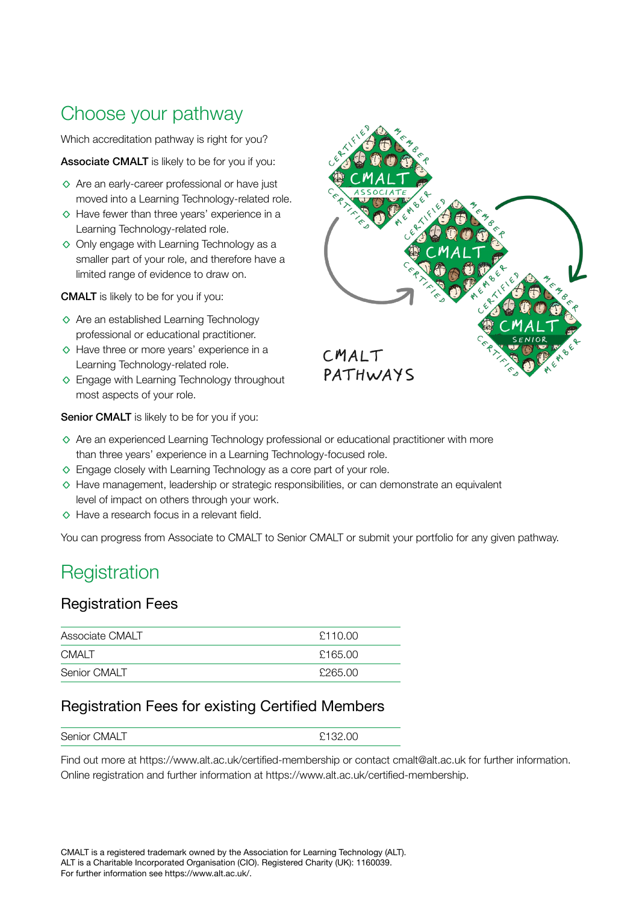## Choose your pathway

Which accreditation pathway is right for you?

**Associate CMALT** is likely to be for you if you:

- Are an early-career professional or have just moved into a Learning Technology-related role.
- Have fewer than three years' experience in a Learning Technology-related role.
- Only engage with Learning Technology as a smaller part of your role, and therefore have a limited range of evidence to draw on.

**CMALT** is likely to be for you if you:

- Are an established Learning Technology professional or educational practitioner.
- Have three or more years' experience in a Learning Technology-related role.
- Engage with Learning Technology throughout most aspects of your role.

**Senior CMALT** is likely to be for you if you:

- Are an experienced Learning Technology professional or educational practitioner with more than three years' experience in a Learning Technology-focused role.
- Engage closely with Learning Technology as a core part of your role.
- Have management, leadership or strategic responsibilities, or can demonstrate an equivalent level of impact on others through your work.
- Have a research focus in a relevant field.

You can progress from Associate to CMALT to Senior CMALT or submit your portfolio for any given pathway.

## Registration

### Registration Fees

| | |
|---|---|
| Associate CMALT | £110.00 |
| CMALT | £165.00 |
| Senior CMALT | £265.00 |

### Registration Fees for existing Certified Members

| | |
|---|---|
| Senior CMALT | £132.00 |

Find out more at https://www.alt.ac.uk/certified-membership or contact cmalt@alt.ac.uk for further information. Online registration and further information at https://www.alt.ac.uk/certified-membership.

CMALT is a registered trademark owned by the Association for Learning Technology (ALT).
ALT is a Charitable Incorporated Organisation (CIO). Registered Charity (UK): 1160039.
For further information see https://www.alt.ac.uk/.